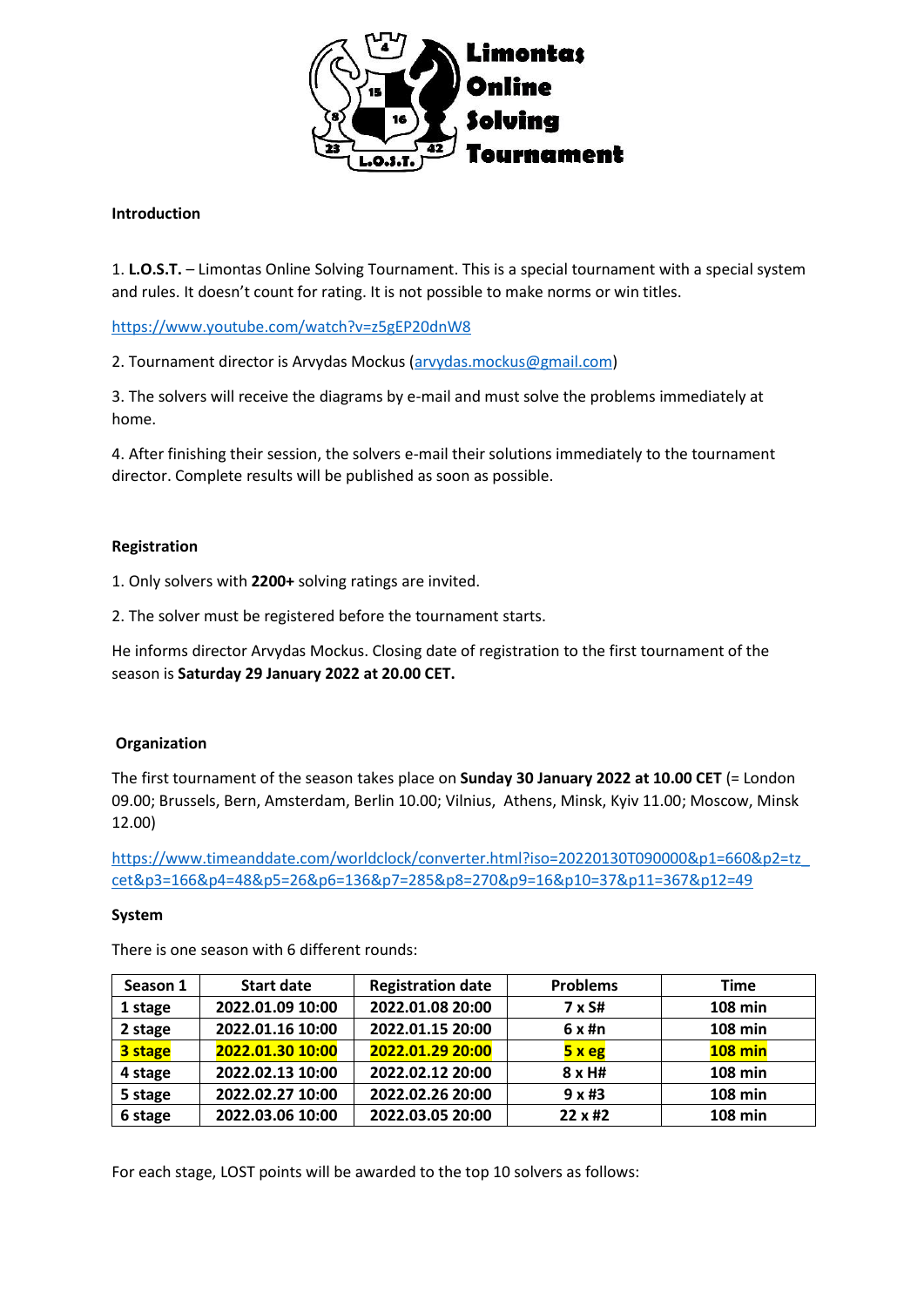**Limontas Online Solving Tournament**

### Introduction

1. **L.O.S.T.** – Limontas Online Solving Tournament. This is a special tournament with a special system and rules. It doesn't count for rating. It is not possible to make norms or win titles.

https://www.youtube.com/watch?v=z5gEP20dnW8

2. Tournament director is Arvydas Mockus (arvydas.mockus@gmail.com)

3. The solvers will receive the diagrams by e-mail and must solve the problems immediately at home.

4. After finishing their session, the solvers e-mail their solutions immediately to the tournament director. Complete results will be published as soon as possible.

### Registration

1. Only solvers with **2200+** solving ratings are invited.

2. The solver must be registered before the tournament starts.

He informs director Arvydas Mockus. Closing date of registration to the first tournament of the season is **Saturday 29 January 2022 at 20.00 CET.**

### Organization

The first tournament of the season takes place on **Sunday 30 January 2022 at 10.00 CET** (= London 09.00; Brussels, Bern, Amsterdam, Berlin 10.00; Vilnius, Athens, Minsk, Kyiv 11.00; Moscow, Minsk 12.00)

https://www.timeanddate.com/worldclock/converter.html?iso=20220130T090000&p1=660&p2=tz_cet&p3=166&p4=48&p5=26&p6=136&p7=285&p8=270&p9=16&p10=37&p11=367&p12=49

### System

There is one season with 6 different rounds:

| Season 1 | Start date | Registration date | Problems | Time |
|---|---|---|---|---|
| 1 stage | 2022.01.09 10:00 | 2022.01.08 20:00 | 7 x S# | 108 min |
| 2 stage | 2022.01.16 10:00 | 2022.01.15 20:00 | 6 x #n | 108 min |
| 3 stage | 2022.01.30 10:00 | 2022.01.29 20:00 | 5 x eg | 108 min |
| 4 stage | 2022.02.13 10:00 | 2022.02.12 20:00 | 8 x H# | 108 min |
| 5 stage | 2022.02.27 10:00 | 2022.02.26 20:00 | 9 x #3 | 108 min |
| 6 stage | 2022.03.06 10:00 | 2022.03.05 20:00 | 22 x #2 | 108 min |

For each stage, LOST points will be awarded to the top 10 solvers as follows: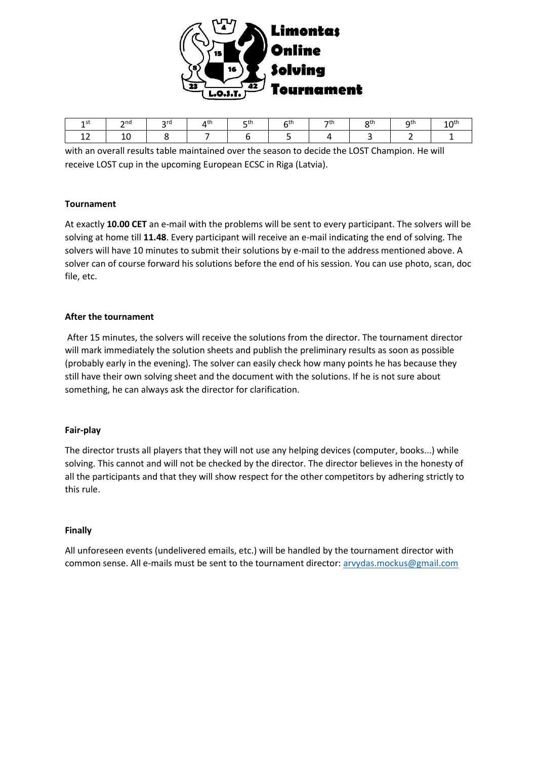**Limontas Online Solving Tournament**

| 1st | 2nd | 3rd | 4th | 5th | 6th | 7th | 8th | 9th | 10th |
|---|---|---|---|---|---|---|---|---|---|
| 12 | 10 | 8 | 7 | 6 | 5 | 4 | 3 | 2 | 1 |

with an overall results table maintained over the season to decide the LOST Champion. He will receive LOST cup in the upcoming European ECSC in Riga (Latvia).

**Tournament**

At exactly **10.00 CET** an e-mail with the problems will be sent to every participant. The solvers will be solving at home till **11.48**. Every participant will receive an e-mail indicating the end of solving. The solvers will have 10 minutes to submit their solutions by e-mail to the address mentioned above. A solver can of course forward his solutions before the end of his session. You can use photo, scan, doc file, etc.

**After the tournament**

After 15 minutes, the solvers will receive the solutions from the director. The tournament director will mark immediately the solution sheets and publish the preliminary results as soon as possible (probably early in the evening). The solver can easily check how many points he has because they still have their own solving sheet and the document with the solutions. If he is not sure about something, he can always ask the director for clarification.

**Fair-play**

The director trusts all players that they will not use any helping devices (computer, books...) while solving. This cannot and will not be checked by the director. The director believes in the honesty of all the participants and that they will show respect for the other competitors by adhering strictly to this rule.

**Finally**

All unforeseen events (undelivered emails, etc.) will be handled by the tournament director with common sense. All e-mails must be sent to the tournament director: arvydas.mockus@gmail.com